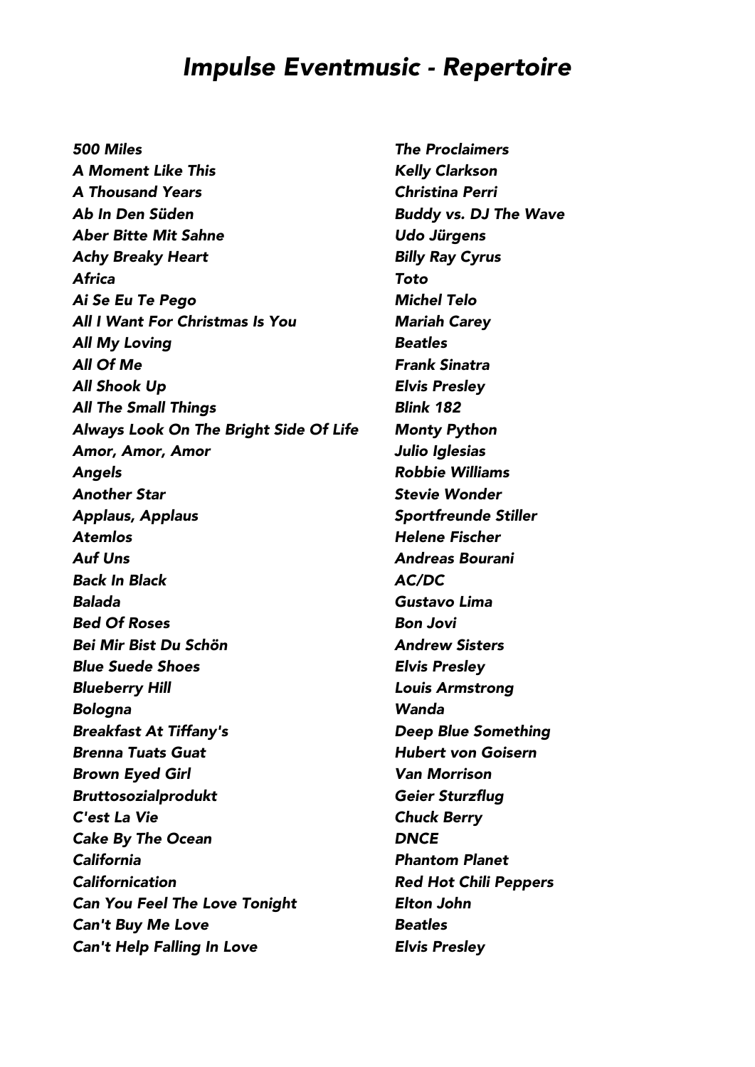# *Impulse Eventmusic - Repertoire*

| | |
|---|---|
| ***500 Miles*** | ***The Proclaimers*** |
| ***A Moment Like This*** | ***Kelly Clarkson*** |
| ***A Thousand Years*** | ***Christina Perri*** |
| ***Ab In Den Süden*** | ***Buddy vs. DJ The Wave*** |
| ***Aber Bitte Mit Sahne*** | ***Udo Jürgens*** |
| ***Achy Breaky Heart*** | ***Billy Ray Cyrus*** |
| ***Africa*** | ***Toto*** |
| ***Ai Se Eu Te Pego*** | ***Michel Telo*** |
| ***All I Want For Christmas Is You*** | ***Mariah Carey*** |
| ***All My Loving*** | ***Beatles*** |
| ***All Of Me*** | ***Frank Sinatra*** |
| ***All Shook Up*** | ***Elvis Presley*** |
| ***All The Small Things*** | ***Blink 182*** |
| ***Always Look On The Bright Side Of Life*** | ***Monty Python*** |
| ***Amor, Amor, Amor*** | ***Julio Iglesias*** |
| ***Angels*** | ***Robbie Williams*** |
| ***Another Star*** | ***Stevie Wonder*** |
| ***Applaus, Applaus*** | ***Sportfreunde Stiller*** |
| ***Atemlos*** | ***Helene Fischer*** |
| ***Auf Uns*** | ***Andreas Bourani*** |
| ***Back In Black*** | ***AC/DC*** |
| ***Balada*** | ***Gustavo Lima*** |
| ***Bed Of Roses*** | ***Bon Jovi*** |
| ***Bei Mir Bist Du Schön*** | ***Andrew Sisters*** |
| ***Blue Suede Shoes*** | ***Elvis Presley*** |
| ***Blueberry Hill*** | ***Louis Armstrong*** |
| ***Bologna*** | ***Wanda*** |
| ***Breakfast At Tiffany's*** | ***Deep Blue Something*** |
| ***Brenna Tuats Guat*** | ***Hubert von Goisern*** |
| ***Brown Eyed Girl*** | ***Van Morrison*** |
| ***Bruttosozialprodukt*** | ***Geier Sturzflug*** |
| ***C'est La Vie*** | ***Chuck Berry*** |
| ***Cake By The Ocean*** | ***DNCE*** |
| ***California*** | ***Phantom Planet*** |
| ***Californication*** | ***Red Hot Chili Peppers*** |
| ***Can You Feel The Love Tonight*** | ***Elton John*** |
| ***Can't Buy Me Love*** | ***Beatles*** |
| ***Can't Help Falling In Love*** | ***Elvis Presley*** |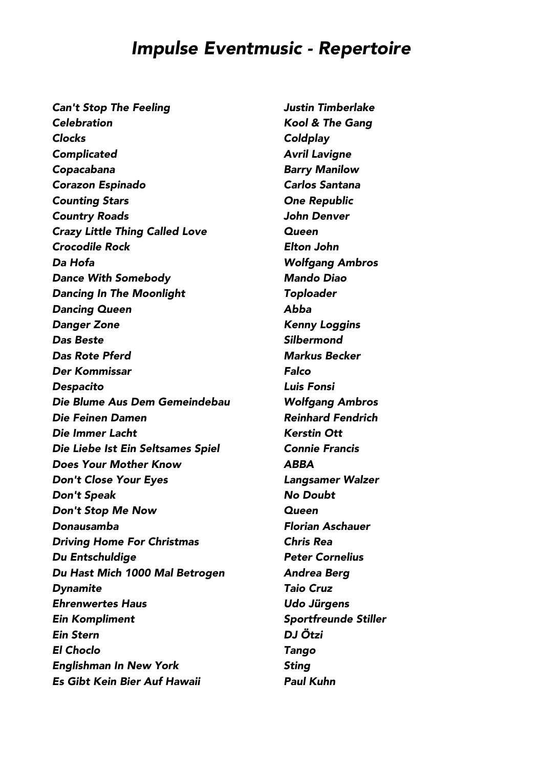# *Impulse Eventmusic - Repertoire*

| | |
|---|---|
| ***Can't Stop The Feeling*** | ***Justin Timberlake*** |
| ***Celebration*** | ***Kool & The Gang*** |
| ***Clocks*** | ***Coldplay*** |
| ***Complicated*** | ***Avril Lavigne*** |
| ***Copacabana*** | ***Barry Manilow*** |
| ***Corazon Espinado*** | ***Carlos Santana*** |
| ***Counting Stars*** | ***One Republic*** |
| ***Country Roads*** | ***John Denver*** |
| ***Crazy Little Thing Called Love*** | ***Queen*** |
| ***Crocodile Rock*** | ***Elton John*** |
| ***Da Hofa*** | ***Wolfgang Ambros*** |
| ***Dance With Somebody*** | ***Mando Diao*** |
| ***Dancing In The Moonlight*** | ***Toploader*** |
| ***Dancing Queen*** | ***Abba*** |
| ***Danger Zone*** | ***Kenny Loggins*** |
| ***Das Beste*** | ***Silbermond*** |
| ***Das Rote Pferd*** | ***Markus Becker*** |
| ***Der Kommissar*** | ***Falco*** |
| ***Despacito*** | ***Luis Fonsi*** |
| ***Die Blume Aus Dem Gemeindebau*** | ***Wolfgang Ambros*** |
| ***Die Feinen Damen*** | ***Reinhard Fendrich*** |
| ***Die Immer Lacht*** | ***Kerstin Ott*** |
| ***Die Liebe Ist Ein Seltsames Spiel*** | ***Connie Francis*** |
| ***Does Your Mother Know*** | ***ABBA*** |
| ***Don't Close Your Eyes*** | ***Langsamer Walzer*** |
| ***Don't Speak*** | ***No Doubt*** |
| ***Don't Stop Me Now*** | ***Queen*** |
| ***Donausamba*** | ***Florian Aschauer*** |
| ***Driving Home For Christmas*** | ***Chris Rea*** |
| ***Du Entschuldige*** | ***Peter Cornelius*** |
| ***Du Hast Mich 1000 Mal Betrogen*** | ***Andrea Berg*** |
| ***Dynamite*** | ***Taio Cruz*** |
| ***Ehrenwertes Haus*** | ***Udo Jürgens*** |
| ***Ein Kompliment*** | ***Sportfreunde Stiller*** |
| ***Ein Stern*** | ***DJ Ötzi*** |
| ***El Choclo*** | ***Tango*** |
| ***Englishman In New York*** | ***Sting*** |
| ***Es Gibt Kein Bier Auf Hawaii*** | ***Paul Kuhn*** |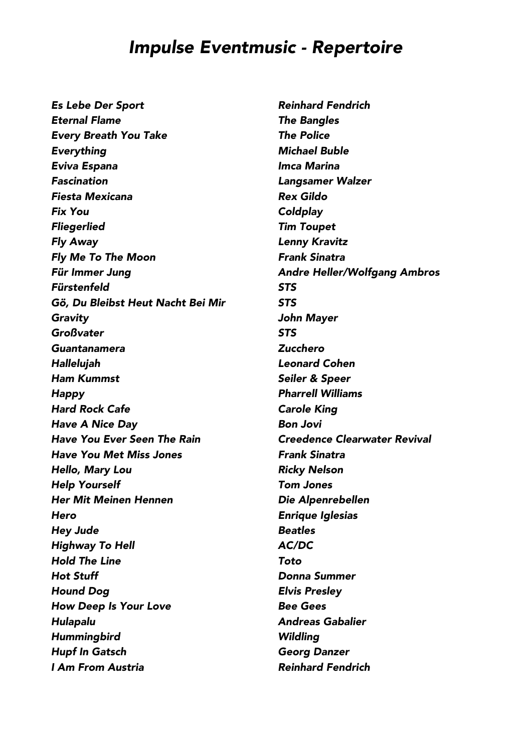# *Impulse Eventmusic - Repertoire*

| | |
|---|---|
| ***Es Lebe Der Sport*** | ***Reinhard Fendrich*** |
| ***Eternal Flame*** | ***The Bangles*** |
| ***Every Breath You Take*** | ***The Police*** |
| ***Everything*** | ***Michael Buble*** |
| ***Eviva Espana*** | ***Imca Marina*** |
| ***Fascination*** | ***Langsamer Walzer*** |
| ***Fiesta Mexicana*** | ***Rex Gildo*** |
| ***Fix You*** | ***Coldplay*** |
| ***Fliegerlied*** | ***Tim Toupet*** |
| ***Fly Away*** | ***Lenny Kravitz*** |
| ***Fly Me To The Moon*** | ***Frank Sinatra*** |
| ***Für Immer Jung*** | ***Andre Heller/Wolfgang Ambros*** |
| ***Fürstenfeld*** | ***STS*** |
| ***Gö, Du Bleibst Heut Nacht Bei Mir*** | ***STS*** |
| ***Gravity*** | ***John Mayer*** |
| ***Großvater*** | ***STS*** |
| ***Guantanamera*** | ***Zucchero*** |
| ***Hallelujah*** | ***Leonard Cohen*** |
| ***Ham Kummst*** | ***Seiler & Speer*** |
| ***Happy*** | ***Pharrell Williams*** |
| ***Hard Rock Cafe*** | ***Carole King*** |
| ***Have A Nice Day*** | ***Bon Jovi*** |
| ***Have You Ever Seen The Rain*** | ***Creedence Clearwater Revival*** |
| ***Have You Met Miss Jones*** | ***Frank Sinatra*** |
| ***Hello, Mary Lou*** | ***Ricky Nelson*** |
| ***Help Yourself*** | ***Tom Jones*** |
| ***Her Mit Meinen Hennen*** | ***Die Alpenrebellen*** |
| ***Hero*** | ***Enrique Iglesias*** |
| ***Hey Jude*** | ***Beatles*** |
| ***Highway To Hell*** | ***AC/DC*** |
| ***Hold The Line*** | ***Toto*** |
| ***Hot Stuff*** | ***Donna Summer*** |
| ***Hound Dog*** | ***Elvis Presley*** |
| ***How Deep Is Your Love*** | ***Bee Gees*** |
| ***Hulapalu*** | ***Andreas Gabalier*** |
| ***Hummingbird*** | ***Wildling*** |
| ***Hupf In Gatsch*** | ***Georg Danzer*** |
| ***I Am From Austria*** | ***Reinhard Fendrich*** |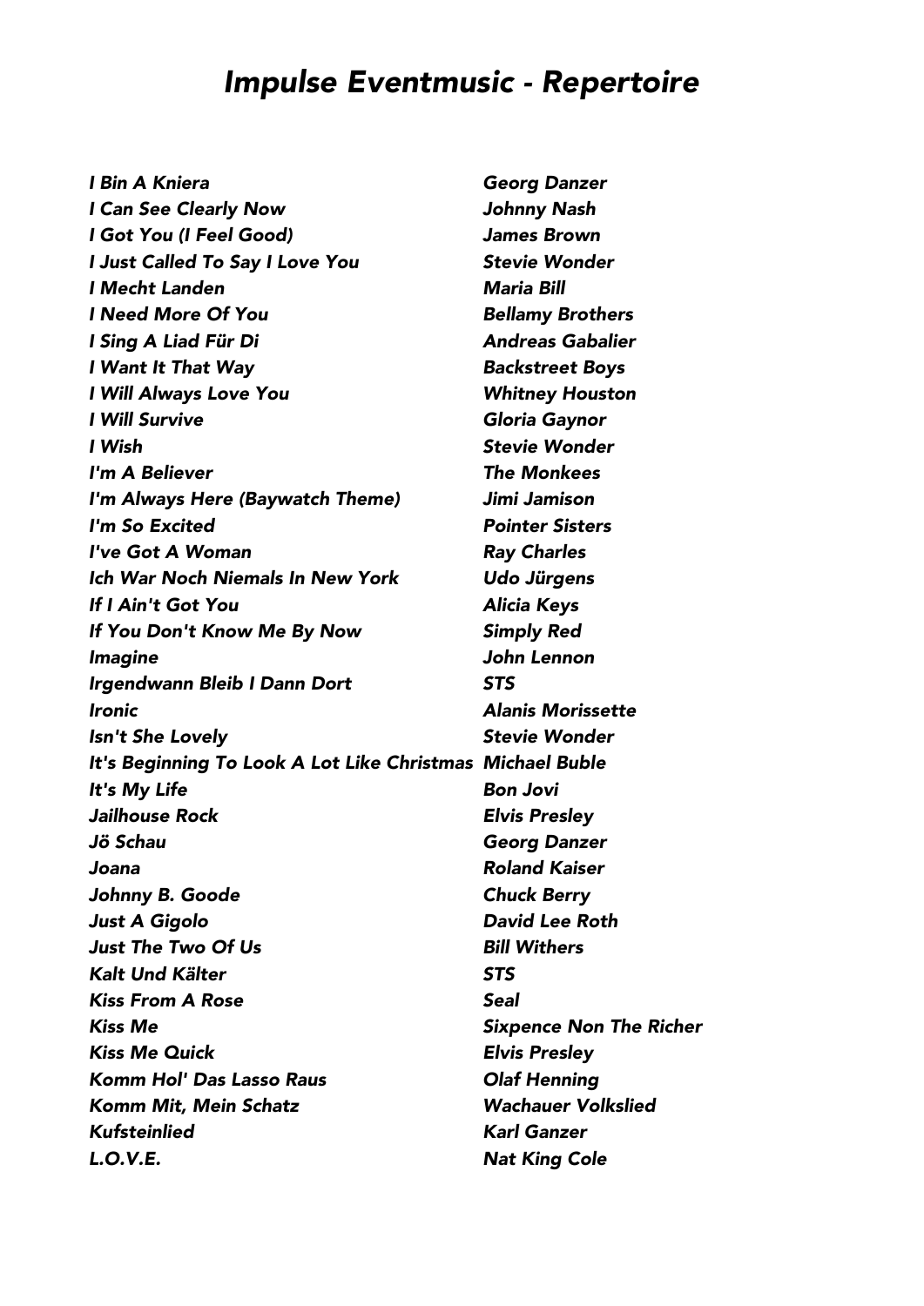# *Impulse Eventmusic - Repertoire*

| | |
|---|---|
| ***I Bin A Kniera*** | ***Georg Danzer*** |
| ***I Can See Clearly Now*** | ***Johnny Nash*** |
| ***I Got You (I Feel Good)*** | ***James Brown*** |
| ***I Just Called To Say I Love You*** | ***Stevie Wonder*** |
| ***I Mecht Landen*** | ***Maria Bill*** |
| ***I Need More Of You*** | ***Bellamy Brothers*** |
| ***I Sing A Liad Für Di*** | ***Andreas Gabalier*** |
| ***I Want It That Way*** | ***Backstreet Boys*** |
| ***I Will Always Love You*** | ***Whitney Houston*** |
| ***I Will Survive*** | ***Gloria Gaynor*** |
| ***I Wish*** | ***Stevie Wonder*** |
| ***I'm A Believer*** | ***The Monkees*** |
| ***I'm Always Here (Baywatch Theme)*** | ***Jimi Jamison*** |
| ***I'm So Excited*** | ***Pointer Sisters*** |
| ***I've Got A Woman*** | ***Ray Charles*** |
| ***Ich War Noch Niemals In New York*** | ***Udo Jürgens*** |
| ***If I Ain't Got You*** | ***Alicia Keys*** |
| ***If You Don't Know Me By Now*** | ***Simply Red*** |
| ***Imagine*** | ***John Lennon*** |
| ***Irgendwann Bleib I Dann Dort*** | ***STS*** |
| ***Ironic*** | ***Alanis Morissette*** |
| ***Isn't She Lovely*** | ***Stevie Wonder*** |
| ***It's Beginning To Look A Lot Like Christmas*** | ***Michael Buble*** |
| ***It's My Life*** | ***Bon Jovi*** |
| ***Jailhouse Rock*** | ***Elvis Presley*** |
| ***Jö Schau*** | ***Georg Danzer*** |
| ***Joana*** | ***Roland Kaiser*** |
| ***Johnny B. Goode*** | ***Chuck Berry*** |
| ***Just A Gigolo*** | ***David Lee Roth*** |
| ***Just The Two Of Us*** | ***Bill Withers*** |
| ***Kalt Und Kälter*** | ***STS*** |
| ***Kiss From A Rose*** | ***Seal*** |
| ***Kiss Me*** | ***Sixpence Non The Richer*** |
| ***Kiss Me Quick*** | ***Elvis Presley*** |
| ***Komm Hol' Das Lasso Raus*** | ***Olaf Henning*** |
| ***Komm Mit, Mein Schatz*** | ***Wachauer Volkslied*** |
| ***Kufsteinlied*** | ***Karl Ganzer*** |
| ***L.O.V.E.*** | ***Nat King Cole*** |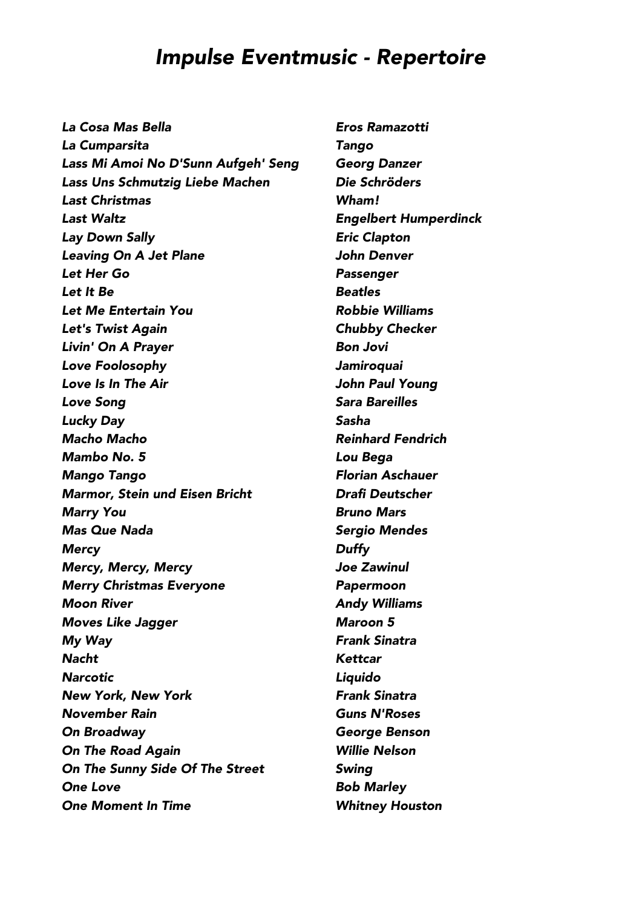# *Impulse Eventmusic - Repertoire*

| | |
|---|---|
| ***La Cosa Mas Bella*** | ***Eros Ramazotti*** |
| ***La Cumparsita*** | ***Tango*** |
| ***Lass Mi Amoi No D'Sunn Aufgeh' Seng*** | ***Georg Danzer*** |
| ***Lass Uns Schmutzig Liebe Machen*** | ***Die Schröders*** |
| ***Last Christmas*** | ***Wham!*** |
| ***Last Waltz*** | ***Engelbert Humperdinck*** |
| ***Lay Down Sally*** | ***Eric Clapton*** |
| ***Leaving On A Jet Plane*** | ***John Denver*** |
| ***Let Her Go*** | ***Passenger*** |
| ***Let It Be*** | ***Beatles*** |
| ***Let Me Entertain You*** | ***Robbie Williams*** |
| ***Let's Twist Again*** | ***Chubby Checker*** |
| ***Livin' On A Prayer*** | ***Bon Jovi*** |
| ***Love Foolosophy*** | ***Jamiroquai*** |
| ***Love Is In The Air*** | ***John Paul Young*** |
| ***Love Song*** | ***Sara Bareilles*** |
| ***Lucky Day*** | ***Sasha*** |
| ***Macho Macho*** | ***Reinhard Fendrich*** |
| ***Mambo No. 5*** | ***Lou Bega*** |
| ***Mango Tango*** | ***Florian Aschauer*** |
| ***Marmor, Stein und Eisen Bricht*** | ***Drafi Deutscher*** |
| ***Marry You*** | ***Bruno Mars*** |
| ***Mas Que Nada*** | ***Sergio Mendes*** |
| ***Mercy*** | ***Duffy*** |
| ***Mercy, Mercy, Mercy*** | ***Joe Zawinul*** |
| ***Merry Christmas Everyone*** | ***Papermoon*** |
| ***Moon River*** | ***Andy Williams*** |
| ***Moves Like Jagger*** | ***Maroon 5*** |
| ***My Way*** | ***Frank Sinatra*** |
| ***Nacht*** | ***Kettcar*** |
| ***Narcotic*** | ***Liquido*** |
| ***New York, New York*** | ***Frank Sinatra*** |
| ***November Rain*** | ***Guns N'Roses*** |
| ***On Broadway*** | ***George Benson*** |
| ***On The Road Again*** | ***Willie Nelson*** |
| ***On The Sunny Side Of The Street*** | ***Swing*** |
| ***One Love*** | ***Bob Marley*** |
| ***One Moment In Time*** | ***Whitney Houston*** |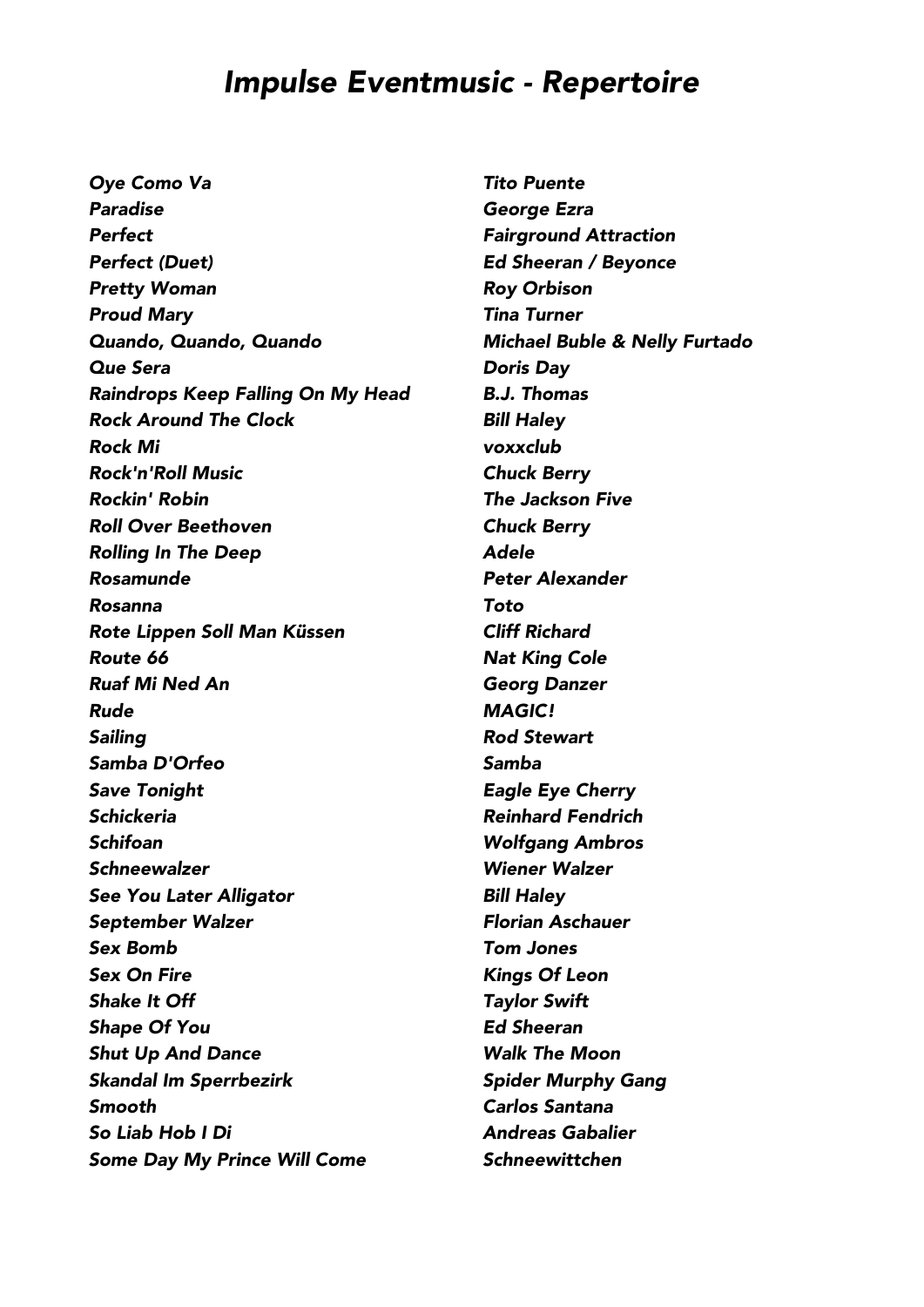# *Impulse Eventmusic - Repertoire*

| | |
|---|---|
| *Oye Como Va* | *Tito Puente* |
| *Paradise* | *George Ezra* |
| *Perfect* | *Fairground Attraction* |
| *Perfect (Duet)* | *Ed Sheeran / Beyonce* |
| *Pretty Woman* | *Roy Orbison* |
| *Proud Mary* | *Tina Turner* |
| *Quando, Quando, Quando* | *Michael Buble & Nelly Furtado* |
| *Que Sera* | *Doris Day* |
| *Raindrops Keep Falling On My Head* | *B.J. Thomas* |
| *Rock Around The Clock* | *Bill Haley* |
| *Rock Mi* | *voxxclub* |
| *Rock'n'Roll Music* | *Chuck Berry* |
| *Rockin' Robin* | *The Jackson Five* |
| *Roll Over Beethoven* | *Chuck Berry* |
| *Rolling In The Deep* | *Adele* |
| *Rosamunde* | *Peter Alexander* |
| *Rosanna* | *Toto* |
| *Rote Lippen Soll Man Küssen* | *Cliff Richard* |
| *Route 66* | *Nat King Cole* |
| *Ruaf Mi Ned An* | *Georg Danzer* |
| *Rude* | *MAGIC!* |
| *Sailing* | *Rod Stewart* |
| *Samba D'Orfeo* | *Samba* |
| *Save Tonight* | *Eagle Eye Cherry* |
| *Schickeria* | *Reinhard Fendrich* |
| *Schifoan* | *Wolfgang Ambros* |
| *Schneewalzer* | *Wiener Walzer* |
| *See You Later Alligator* | *Bill Haley* |
| *September Walzer* | *Florian Aschauer* |
| *Sex Bomb* | *Tom Jones* |
| *Sex On Fire* | *Kings Of Leon* |
| *Shake It Off* | *Taylor Swift* |
| *Shape Of You* | *Ed Sheeran* |
| *Shut Up And Dance* | *Walk The Moon* |
| *Skandal Im Sperrbezirk* | *Spider Murphy Gang* |
| *Smooth* | *Carlos Santana* |
| *So Liab Hob I Di* | *Andreas Gabalier* |
| *Some Day My Prince Will Come* | *Schneewittchen* |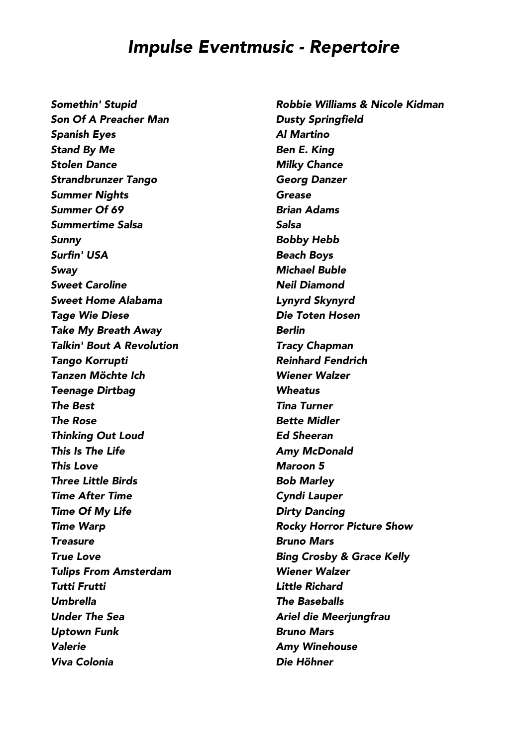# *Impulse Eventmusic - Repertoire*

| | |
|---|---|
| ***Somethin' Stupid*** | ***Robbie Williams & Nicole Kidman*** |
| ***Son Of A Preacher Man*** | ***Dusty Springfield*** |
| ***Spanish Eyes*** | ***Al Martino*** |
| ***Stand By Me*** | ***Ben E. King*** |
| ***Stolen Dance*** | ***Milky Chance*** |
| ***Strandbrunzer Tango*** | ***Georg Danzer*** |
| ***Summer Nights*** | ***Grease*** |
| ***Summer Of 69*** | ***Brian Adams*** |
| ***Summertime Salsa*** | ***Salsa*** |
| ***Sunny*** | ***Bobby Hebb*** |
| ***Surfin' USA*** | ***Beach Boys*** |
| ***Sway*** | ***Michael Buble*** |
| ***Sweet Caroline*** | ***Neil Diamond*** |
| ***Sweet Home Alabama*** | ***Lynyrd Skynyrd*** |
| ***Tage Wie Diese*** | ***Die Toten Hosen*** |
| ***Take My Breath Away*** | ***Berlin*** |
| ***Talkin' Bout A Revolution*** | ***Tracy Chapman*** |
| ***Tango Korrupti*** | ***Reinhard Fendrich*** |
| ***Tanzen Möchte Ich*** | ***Wiener Walzer*** |
| ***Teenage Dirtbag*** | ***Wheatus*** |
| ***The Best*** | ***Tina Turner*** |
| ***The Rose*** | ***Bette Midler*** |
| ***Thinking Out Loud*** | ***Ed Sheeran*** |
| ***This Is The Life*** | ***Amy McDonald*** |
| ***This Love*** | ***Maroon 5*** |
| ***Three Little Birds*** | ***Bob Marley*** |
| ***Time After Time*** | ***Cyndi Lauper*** |
| ***Time Of My Life*** | ***Dirty Dancing*** |
| ***Time Warp*** | ***Rocky Horror Picture Show*** |
| ***Treasure*** | ***Bruno Mars*** |
| ***True Love*** | ***Bing Crosby & Grace Kelly*** |
| ***Tulips From Amsterdam*** | ***Wiener Walzer*** |
| ***Tutti Frutti*** | ***Little Richard*** |
| ***Umbrella*** | ***The Baseballs*** |
| ***Under The Sea*** | ***Ariel die Meerjungfrau*** |
| ***Uptown Funk*** | ***Bruno Mars*** |
| ***Valerie*** | ***Amy Winehouse*** |
| ***Viva Colonia*** | ***Die Höhner*** |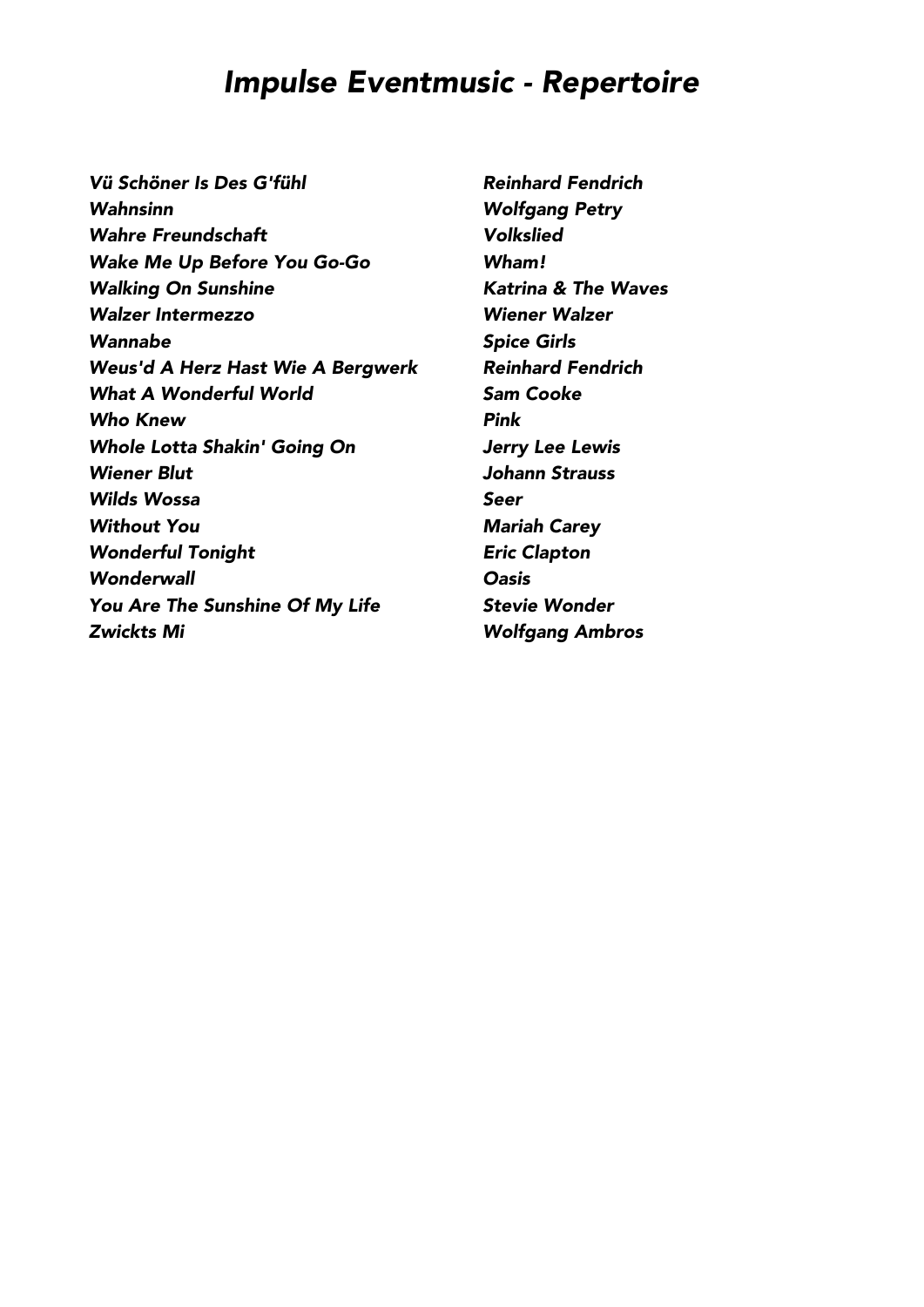# *Impulse Eventmusic - Repertoire*

| | |
|---|---|
| ***Vü Schöner Is Des G'fühl*** | ***Reinhard Fendrich*** |
| ***Wahnsinn*** | ***Wolfgang Petry*** |
| ***Wahre Freundschaft*** | ***Volkslied*** |
| ***Wake Me Up Before You Go-Go*** | ***Wham!*** |
| ***Walking On Sunshine*** | ***Katrina & The Waves*** |
| ***Walzer Intermezzo*** | ***Wiener Walzer*** |
| ***Wannabe*** | ***Spice Girls*** |
| ***Weus'd A Herz Hast Wie A Bergwerk*** | ***Reinhard Fendrich*** |
| ***What A Wonderful World*** | ***Sam Cooke*** |
| ***Who Knew*** | ***Pink*** |
| ***Whole Lotta Shakin' Going On*** | ***Jerry Lee Lewis*** |
| ***Wiener Blut*** | ***Johann Strauss*** |
| ***Wilds Wossa*** | ***Seer*** |
| ***Without You*** | ***Mariah Carey*** |
| ***Wonderful Tonight*** | ***Eric Clapton*** |
| ***Wonderwall*** | ***Oasis*** |
| ***You Are The Sunshine Of My Life*** | ***Stevie Wonder*** |
| ***Zwickts Mi*** | ***Wolfgang Ambros*** |